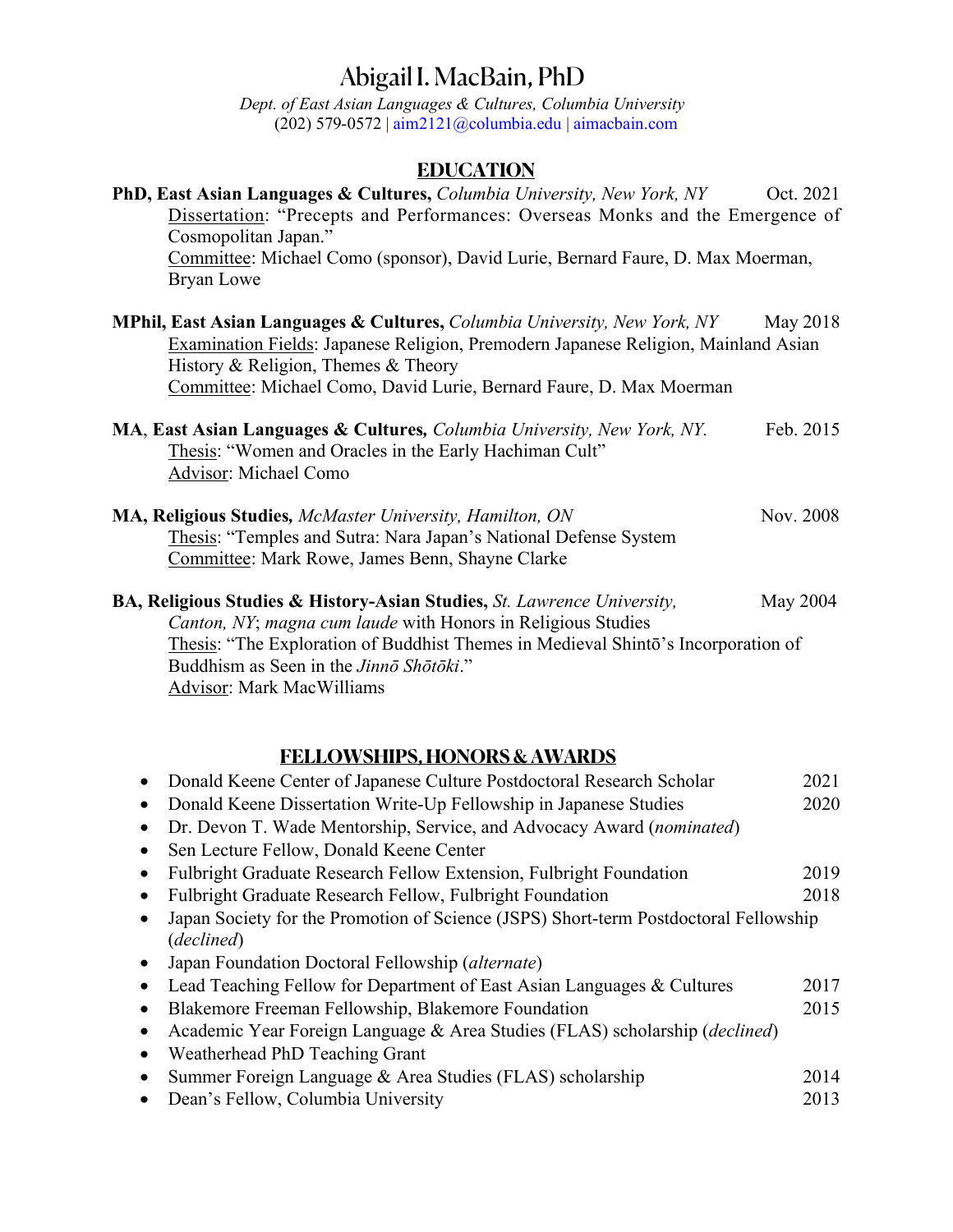# Abigail I. MacBain, PhD

*Dept. of East Asian Languages & Cultures, Columbia University*
(202) 579-0572 | aim2121@columbia.edu | aimacbain.com

## EDUCATION

**PhD, East Asian Languages & Cultures,** *Columbia University, New York, NY* — Oct. 2021
Dissertation: "Precepts and Performances: Overseas Monks and the Emergence of Cosmopolitan Japan."
Committee: Michael Como (sponsor), David Lurie, Bernard Faure, D. Max Moerman, Bryan Lowe

**MPhil, East Asian Languages & Cultures,** *Columbia University, New York, NY* — May 2018
Examination Fields: Japanese Religion, Premodern Japanese Religion, Mainland Asian History & Religion, Themes & Theory
Committee: Michael Como, David Lurie, Bernard Faure, D. Max Moerman

**MA**, **East Asian Languages & Cultures,** *Columbia University, New York, NY.* — Feb. 2015
Thesis: "Women and Oracles in the Early Hachiman Cult"
Advisor: Michael Como

**MA, Religious Studies,** *McMaster University, Hamilton, ON* — Nov. 2008
Thesis: "Temples and Sutra: Nara Japan's National Defense System
Committee: Mark Rowe, James Benn, Shayne Clarke

**BA, Religious Studies & History-Asian Studies,** *St. Lawrence University, Canton, NY*; *magna cum laude* with Honors in Religious Studies — May 2004
Thesis: "The Exploration of Buddhist Themes in Medieval Shintō's Incorporation of Buddhism as Seen in the *Jinnō Shōtōki*."
Advisor: Mark MacWilliams

## FELLOWSHIPS, HONORS & AWARDS

- Donald Keene Center of Japanese Culture Postdoctoral Research Scholar — 2021
- Donald Keene Dissertation Write-Up Fellowship in Japanese Studies — 2020
- Dr. Devon T. Wade Mentorship, Service, and Advocacy Award (*nominated*)
- Sen Lecture Fellow, Donald Keene Center
- Fulbright Graduate Research Fellow Extension, Fulbright Foundation — 2019
- Fulbright Graduate Research Fellow, Fulbright Foundation — 2018
- Japan Society for the Promotion of Science (JSPS) Short-term Postdoctoral Fellowship (*declined*)
- Japan Foundation Doctoral Fellowship (*alternate*)
- Lead Teaching Fellow for Department of East Asian Languages & Cultures — 2017
- Blakemore Freeman Fellowship, Blakemore Foundation — 2015
- Academic Year Foreign Language & Area Studies (FLAS) scholarship (*declined*)
- Weatherhead PhD Teaching Grant
- Summer Foreign Language & Area Studies (FLAS) scholarship — 2014
- Dean's Fellow, Columbia University — 2013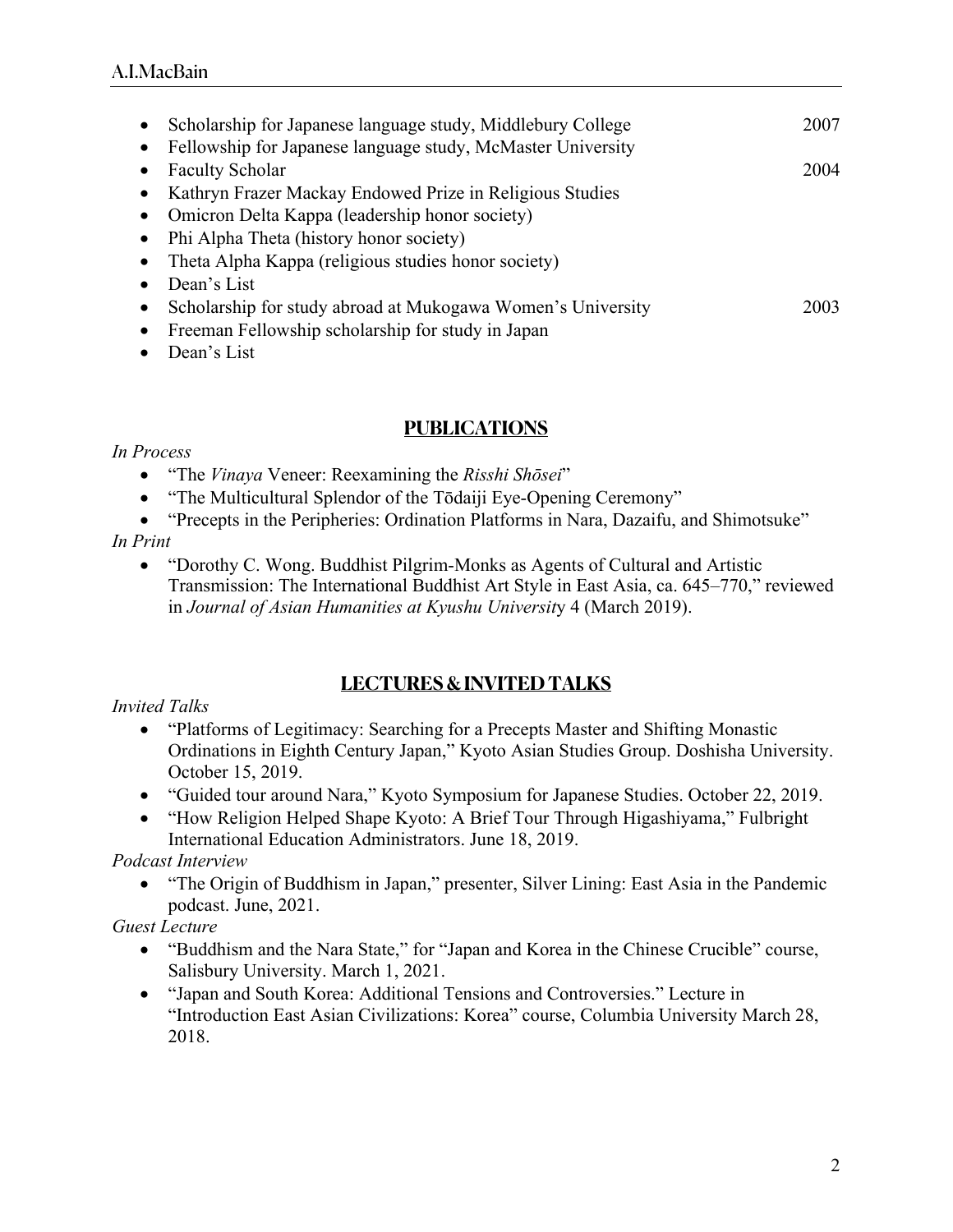- Scholarship for Japanese language study, Middlebury College — 2007
- Fellowship for Japanese language study, McMaster University
- Faculty Scholar — 2004
- Kathryn Frazer Mackay Endowed Prize in Religious Studies
- Omicron Delta Kappa (leadership honor society)
- Phi Alpha Theta (history honor society)
- Theta Alpha Kappa (religious studies honor society)
- Dean's List
- Scholarship for study abroad at Mukogawa Women's University — 2003
- Freeman Fellowship scholarship for study in Japan
- Dean's List

## PUBLICATIONS

*In Process*

- "The *Vinaya* Veneer: Reexamining the *Risshi Shōsei*"
- "The Multicultural Splendor of the Tōdaiji Eye-Opening Ceremony"
- "Precepts in the Peripheries: Ordination Platforms in Nara, Dazaifu, and Shimotsuke"

*In Print*

- "Dorothy C. Wong. Buddhist Pilgrim-Monks as Agents of Cultural and Artistic Transmission: The International Buddhist Art Style in East Asia, ca. 645–770," reviewed in *Journal of Asian Humanities at Kyushu University* 4 (March 2019).

## LECTURES & INVITED TALKS

*Invited Talks*

- "Platforms of Legitimacy: Searching for a Precepts Master and Shifting Monastic Ordinations in Eighth Century Japan," Kyoto Asian Studies Group. Doshisha University. October 15, 2019.
- "Guided tour around Nara," Kyoto Symposium for Japanese Studies. October 22, 2019.
- "How Religion Helped Shape Kyoto: A Brief Tour Through Higashiyama," Fulbright International Education Administrators. June 18, 2019.

*Podcast Interview*

- "The Origin of Buddhism in Japan," presenter, Silver Lining: East Asia in the Pandemic podcast. June, 2021.

*Guest Lecture*

- "Buddhism and the Nara State," for "Japan and Korea in the Chinese Crucible" course, Salisbury University. March 1, 2021.
- "Japan and South Korea: Additional Tensions and Controversies." Lecture in "Introduction East Asian Civilizations: Korea" course, Columbia University March 28, 2018.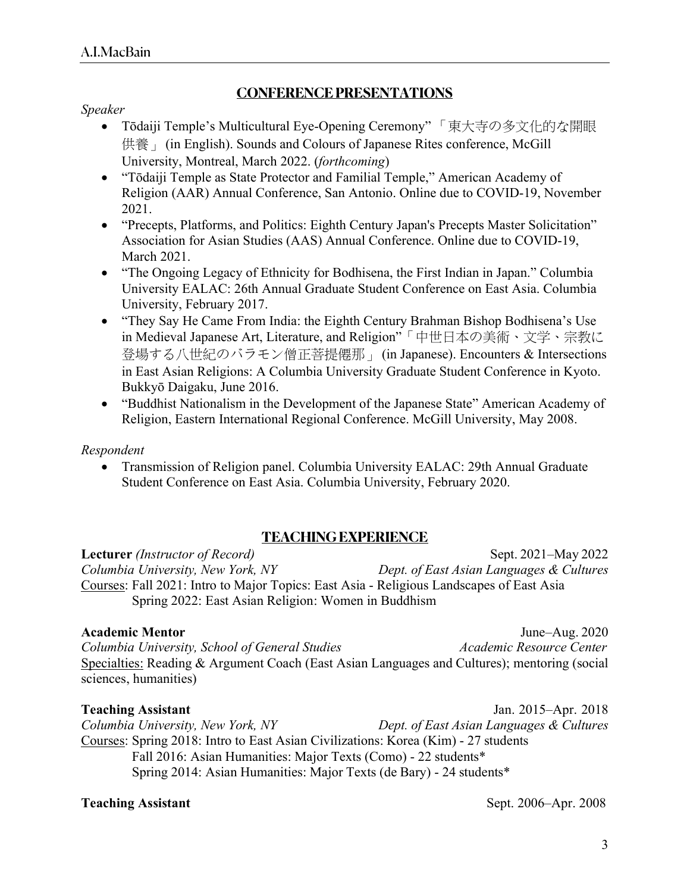## CONFERENCE PRESENTATIONS

*Speaker*

- Tōdaiji Temple's Multicultural Eye-Opening Ceremony" 「東大寺の多文化的な開眼供養」 (in English). Sounds and Colours of Japanese Rites conference, McGill University, Montreal, March 2022. (*forthcoming*)
- "Tōdaiji Temple as State Protector and Familial Temple," American Academy of Religion (AAR) Annual Conference, San Antonio. Online due to COVID-19, November 2021.
- "Precepts, Platforms, and Politics: Eighth Century Japan's Precepts Master Solicitation" Association for Asian Studies (AAS) Annual Conference. Online due to COVID-19, March 2021.
- "The Ongoing Legacy of Ethnicity for Bodhisena, the First Indian in Japan." Columbia University EALAC: 26th Annual Graduate Student Conference on East Asia. Columbia University, February 2017.
- "They Say He Came From India: the Eighth Century Brahman Bishop Bodhisena's Use in Medieval Japanese Art, Literature, and Religion"「中世日本の美術、文学、宗教に登場する八世紀のバラモン僧正菩提僊那」 (in Japanese). Encounters & Intersections in East Asian Religions: A Columbia University Graduate Student Conference in Kyoto. Bukkyō Daigaku, June 2016.
- "Buddhist Nationalism in the Development of the Japanese State" American Academy of Religion, Eastern International Regional Conference. McGill University, May 2008.

*Respondent*

- Transmission of Religion panel. Columbia University EALAC: 29th Annual Graduate Student Conference on East Asia. Columbia University, February 2020.

## TEACHING EXPERIENCE

**Lecturer** *(Instructor of Record)* — Sept. 2021–May 2022
*Columbia University, New York, NY* — *Dept. of East Asian Languages & Cultures*
Courses: Fall 2021: Intro to Major Topics: East Asia - Religious Landscapes of East Asia
Spring 2022: East Asian Religion: Women in Buddhism

**Academic Mentor** — June–Aug. 2020
*Columbia University, School of General Studies* — *Academic Resource Center*
Specialties: Reading & Argument Coach (East Asian Languages and Cultures); mentoring (social sciences, humanities)

**Teaching Assistant** — Jan. 2015–Apr. 2018
*Columbia University, New York, NY* — *Dept. of East Asian Languages & Cultures*
Courses: Spring 2018: Intro to East Asian Civilizations: Korea (Kim) - 27 students
Fall 2016: Asian Humanities: Major Texts (Como) - 22 students*
Spring 2014: Asian Humanities: Major Texts (de Bary) - 24 students*

**Teaching Assistant** — Sept. 2006–Apr. 2008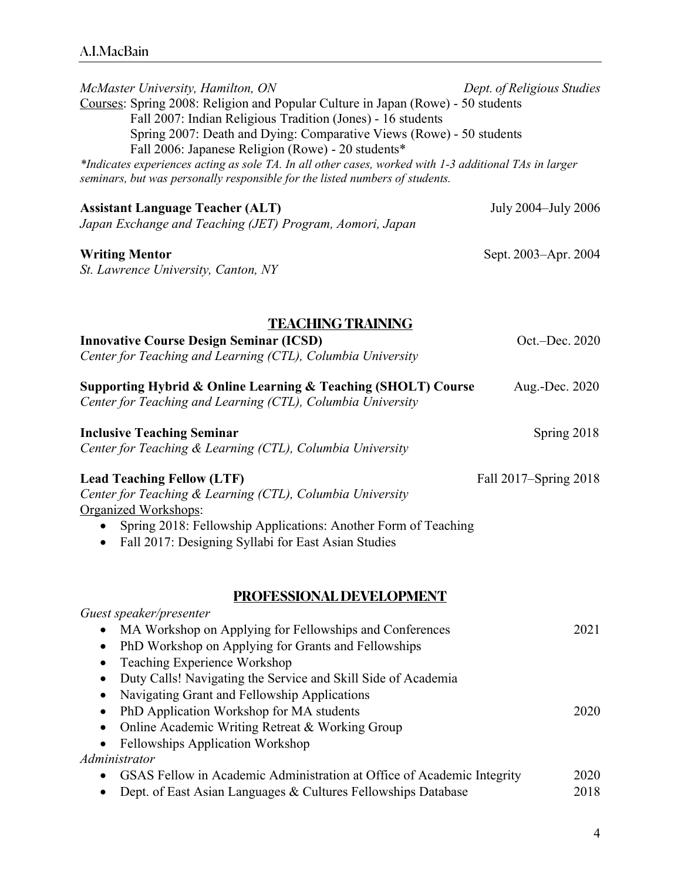*McMaster University, Hamilton, ON* *Dept. of Religious Studies*

Courses: Spring 2008: Religion and Popular Culture in Japan (Rowe) - 50 students
Fall 2007: Indian Religious Tradition (Jones) - 16 students
Spring 2007: Death and Dying: Comparative Views (Rowe) - 50 students
Fall 2006: Japanese Religion (Rowe) - 20 students*

*\*Indicates experiences acting as sole TA. In all other cases, worked with 1-3 additional TAs in larger seminars, but was personally responsible for the listed numbers of students.*

**Assistant Language Teacher (ALT)** July 2004–July 2006
*Japan Exchange and Teaching (JET) Program, Aomori, Japan*

**Writing Mentor** Sept. 2003–Apr. 2004
*St. Lawrence University, Canton, NY*

## TEACHING TRAINING

**Innovative Course Design Seminar (ICSD)** Oct.–Dec. 2020
*Center for Teaching and Learning (CTL), Columbia University*

**Supporting Hybrid & Online Learning & Teaching (SHOLT) Course** Aug.-Dec. 2020
*Center for Teaching and Learning (CTL), Columbia University*

**Inclusive Teaching Seminar** Spring 2018
*Center for Teaching & Learning (CTL), Columbia University*

**Lead Teaching Fellow (LTF)** Fall 2017–Spring 2018
*Center for Teaching & Learning (CTL), Columbia University*
Organized Workshops:

- Spring 2018: Fellowship Applications: Another Form of Teaching
- Fall 2017: Designing Syllabi for East Asian Studies

## PROFESSIONAL DEVELOPMENT

*Guest speaker/presenter*

- MA Workshop on Applying for Fellowships and Conferences 2021
- PhD Workshop on Applying for Grants and Fellowships
- Teaching Experience Workshop
- Duty Calls! Navigating the Service and Skill Side of Academia
- Navigating Grant and Fellowship Applications
- PhD Application Workshop for MA students 2020
- Online Academic Writing Retreat & Working Group
- Fellowships Application Workshop

*Administrator*

- GSAS Fellow in Academic Administration at Office of Academic Integrity 2020
- Dept. of East Asian Languages & Cultures Fellowships Database 2018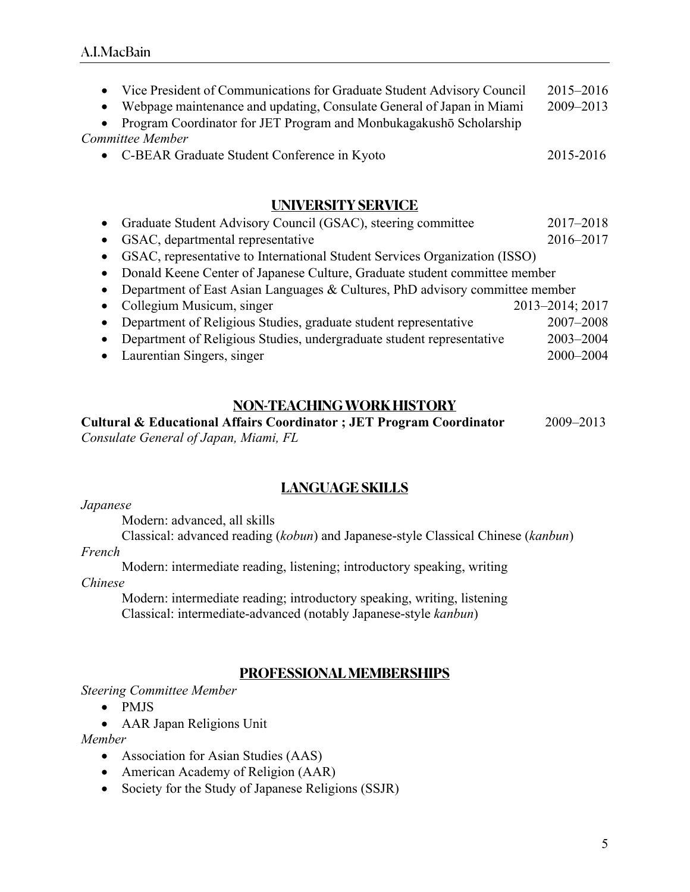- Vice President of Communications for Graduate Student Advisory Council 2015–2016
- Webpage maintenance and updating, Consulate General of Japan in Miami 2009–2013
- Program Coordinator for JET Program and Monbukagakushō Scholarship

*Committee Member*

- C-BEAR Graduate Student Conference in Kyoto 2015-2016

## UNIVERSITY SERVICE

- Graduate Student Advisory Council (GSAC), steering committee 2017–2018
- GSAC, departmental representative 2016–2017
- GSAC, representative to International Student Services Organization (ISSO)
- Donald Keene Center of Japanese Culture, Graduate student committee member
- Department of East Asian Languages & Cultures, PhD advisory committee member
- Collegium Musicum, singer 2013–2014; 2017
- Department of Religious Studies, graduate student representative 2007–2008
- Department of Religious Studies, undergraduate student representative 2003–2004
- Laurentian Singers, singer 2000–2004

## NON-TEACHING WORK HISTORY

**Cultural & Educational Affairs Coordinator ; JET Program Coordinator** 2009–2013
*Consulate General of Japan, Miami, FL*

## LANGUAGE SKILLS

*Japanese*

Modern: advanced, all skills
Classical: advanced reading (*kobun*) and Japanese-style Classical Chinese (*kanbun*)

*French*

Modern: intermediate reading, listening; introductory speaking, writing

*Chinese*

Modern: intermediate reading; introductory speaking, writing, listening
Classical: intermediate-advanced (notably Japanese-style *kanbun*)

## PROFESSIONAL MEMBERSHIPS

*Steering Committee Member*

- PMJS
- AAR Japan Religions Unit

*Member*

- Association for Asian Studies (AAS)
- American Academy of Religion (AAR)
- Society for the Study of Japanese Religions (SSJR)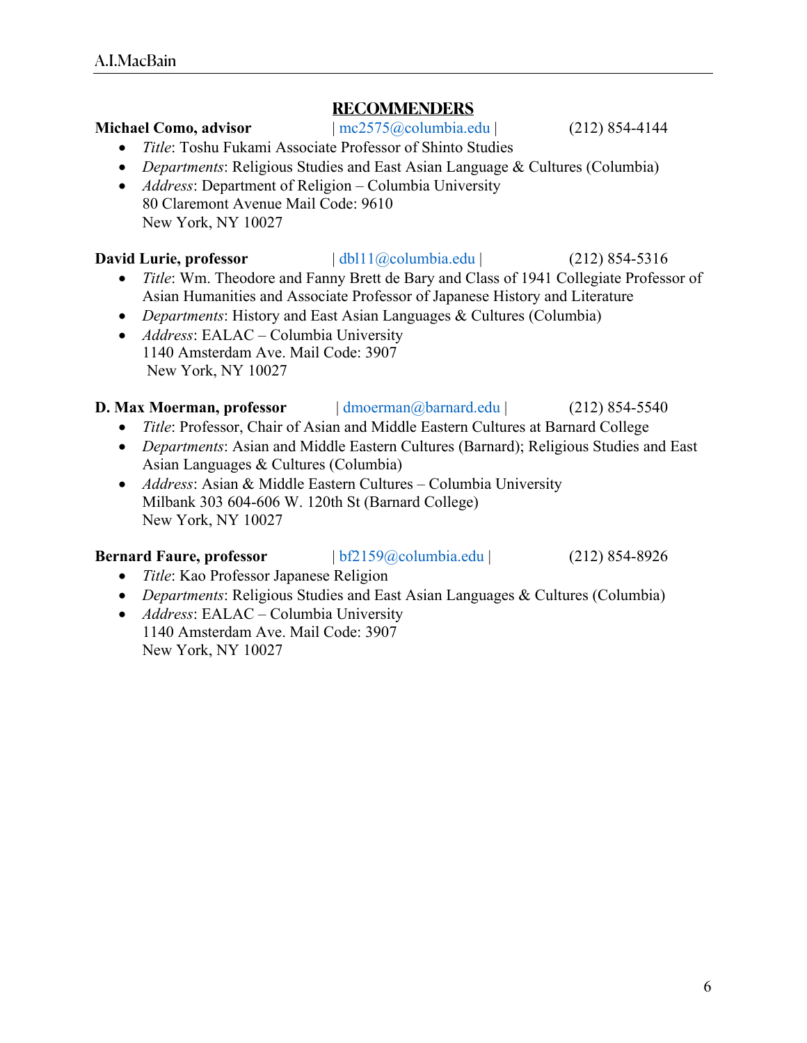## RECOMMENDERS

**Michael Como, advisor** | mc2575@columbia.edu | (212) 854-4144

- *Title*: Toshu Fukami Associate Professor of Shinto Studies
- *Departments*: Religious Studies and East Asian Language & Cultures (Columbia)
- *Address*: Department of Religion – Columbia University
  80 Claremont Avenue Mail Code: 9610
  New York, NY 10027

**David Lurie, professor** | dbl11@columbia.edu | (212) 854-5316

- *Title*: Wm. Theodore and Fanny Brett de Bary and Class of 1941 Collegiate Professor of Asian Humanities and Associate Professor of Japanese History and Literature
- *Departments*: History and East Asian Languages & Cultures (Columbia)
- *Address*: EALAC – Columbia University
  1140 Amsterdam Ave. Mail Code: 3907
  New York, NY 10027

**D. Max Moerman, professor** | dmoerman@barnard.edu | (212) 854-5540

- *Title*: Professor, Chair of Asian and Middle Eastern Cultures at Barnard College
- *Departments*: Asian and Middle Eastern Cultures (Barnard); Religious Studies and East Asian Languages & Cultures (Columbia)
- *Address*: Asian & Middle Eastern Cultures – Columbia University
  Milbank 303 604-606 W. 120th St (Barnard College)
  New York, NY 10027

**Bernard Faure, professor** | bf2159@columbia.edu | (212) 854-8926

- *Title*: Kao Professor Japanese Religion
- *Departments*: Religious Studies and East Asian Languages & Cultures (Columbia)
- *Address*: EALAC – Columbia University
  1140 Amsterdam Ave. Mail Code: 3907
  New York, NY 10027